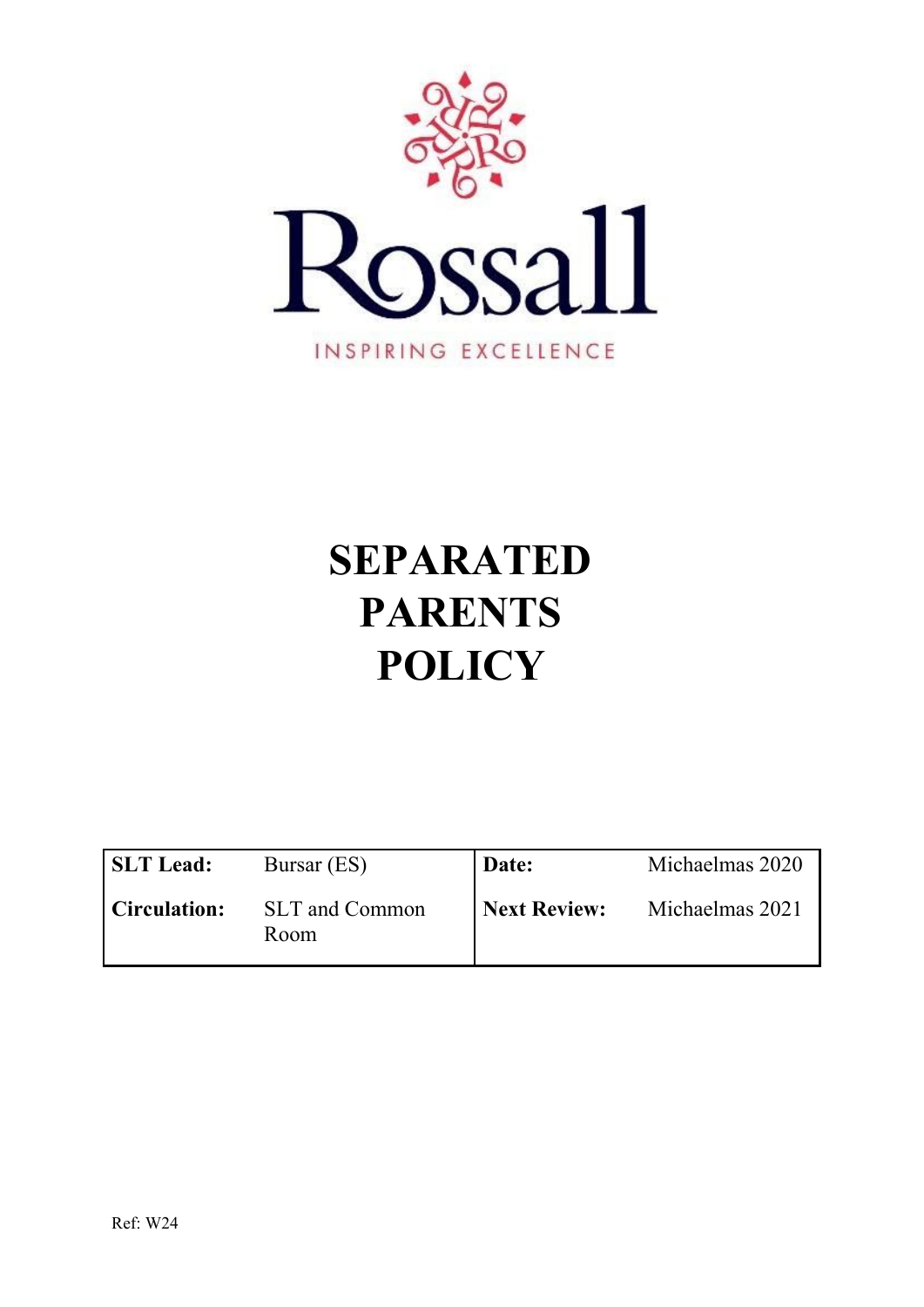Rossall

INSPIRING EXCELLENCE

# SEPARATED PARENTS POLICY

| SLT Lead: | Bursar (ES) | Date: | Michaelmas 2020 |
|---|---|---|---|
| Circulation: | SLT and Common Room | Next Review: | Michaelmas 2021 |

Ref: W24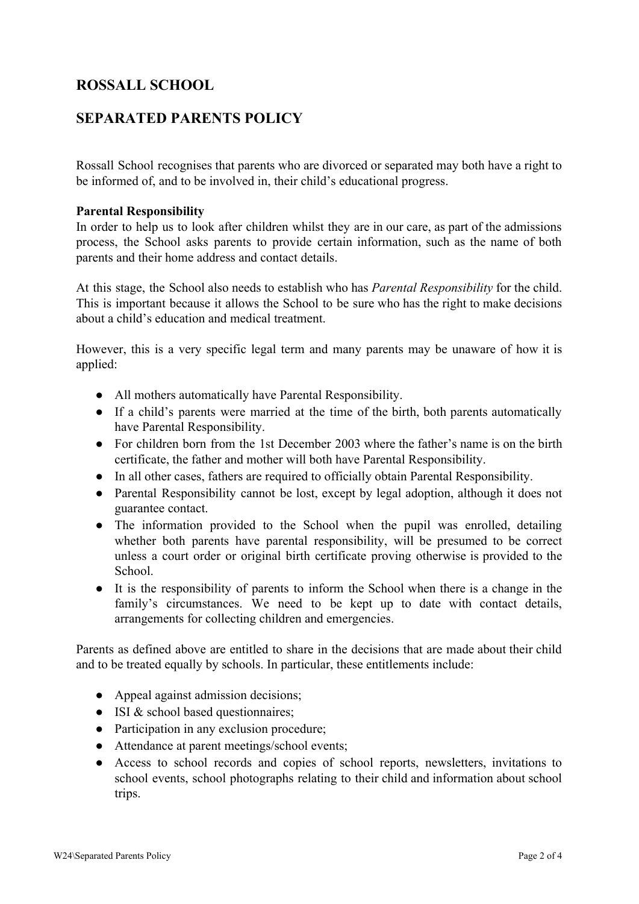# ROSSALL SCHOOL

## SEPARATED PARENTS POLICY

Rossall School recognises that parents who are divorced or separated may both have a right to be informed of, and to be involved in, their child's educational progress.

**Parental Responsibility**

In order to help us to look after children whilst they are in our care, as part of the admissions process, the School asks parents to provide certain information, such as the name of both parents and their home address and contact details.

At this stage, the School also needs to establish who has *Parental Responsibility* for the child. This is important because it allows the School to be sure who has the right to make decisions about a child's education and medical treatment.

However, this is a very specific legal term and many parents may be unaware of how it is applied:

- All mothers automatically have Parental Responsibility.
- If a child's parents were married at the time of the birth, both parents automatically have Parental Responsibility.
- For children born from the 1st December 2003 where the father's name is on the birth certificate, the father and mother will both have Parental Responsibility.
- In all other cases, fathers are required to officially obtain Parental Responsibility.
- Parental Responsibility cannot be lost, except by legal adoption, although it does not guarantee contact.
- The information provided to the School when the pupil was enrolled, detailing whether both parents have parental responsibility, will be presumed to be correct unless a court order or original birth certificate proving otherwise is provided to the School.
- It is the responsibility of parents to inform the School when there is a change in the family's circumstances. We need to be kept up to date with contact details, arrangements for collecting children and emergencies.

Parents as defined above are entitled to share in the decisions that are made about their child and to be treated equally by schools. In particular, these entitlements include:

- Appeal against admission decisions;
- ISI & school based questionnaires;
- Participation in any exclusion procedure;
- Attendance at parent meetings/school events;
- Access to school records and copies of school reports, newsletters, invitations to school events, school photographs relating to their child and information about school trips.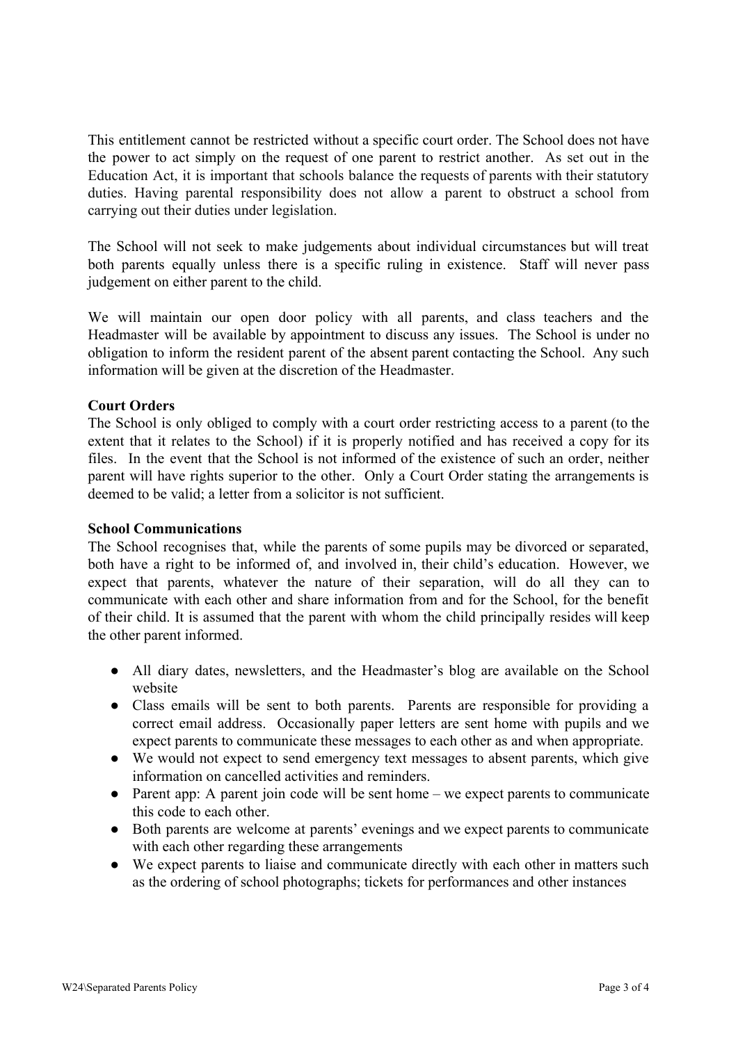This entitlement cannot be restricted without a specific court order. The School does not have the power to act simply on the request of one parent to restrict another. As set out in the Education Act, it is important that schools balance the requests of parents with their statutory duties. Having parental responsibility does not allow a parent to obstruct a school from carrying out their duties under legislation.

The School will not seek to make judgements about individual circumstances but will treat both parents equally unless there is a specific ruling in existence. Staff will never pass judgement on either parent to the child.

We will maintain our open door policy with all parents, and class teachers and the Headmaster will be available by appointment to discuss any issues. The School is under no obligation to inform the resident parent of the absent parent contacting the School. Any such information will be given at the discretion of the Headmaster.

**Court Orders**

The School is only obliged to comply with a court order restricting access to a parent (to the extent that it relates to the School) if it is properly notified and has received a copy for its files. In the event that the School is not informed of the existence of such an order, neither parent will have rights superior to the other. Only a Court Order stating the arrangements is deemed to be valid; a letter from a solicitor is not sufficient.

**School Communications**

The School recognises that, while the parents of some pupils may be divorced or separated, both have a right to be informed of, and involved in, their child's education. However, we expect that parents, whatever the nature of their separation, will do all they can to communicate with each other and share information from and for the School, for the benefit of their child. It is assumed that the parent with whom the child principally resides will keep the other parent informed.

- All diary dates, newsletters, and the Headmaster's blog are available on the School website
- Class emails will be sent to both parents. Parents are responsible for providing a correct email address. Occasionally paper letters are sent home with pupils and we expect parents to communicate these messages to each other as and when appropriate.
- We would not expect to send emergency text messages to absent parents, which give information on cancelled activities and reminders.
- Parent app: A parent join code will be sent home – we expect parents to communicate this code to each other.
- Both parents are welcome at parents' evenings and we expect parents to communicate with each other regarding these arrangements
- We expect parents to liaise and communicate directly with each other in matters such as the ordering of school photographs; tickets for performances and other instances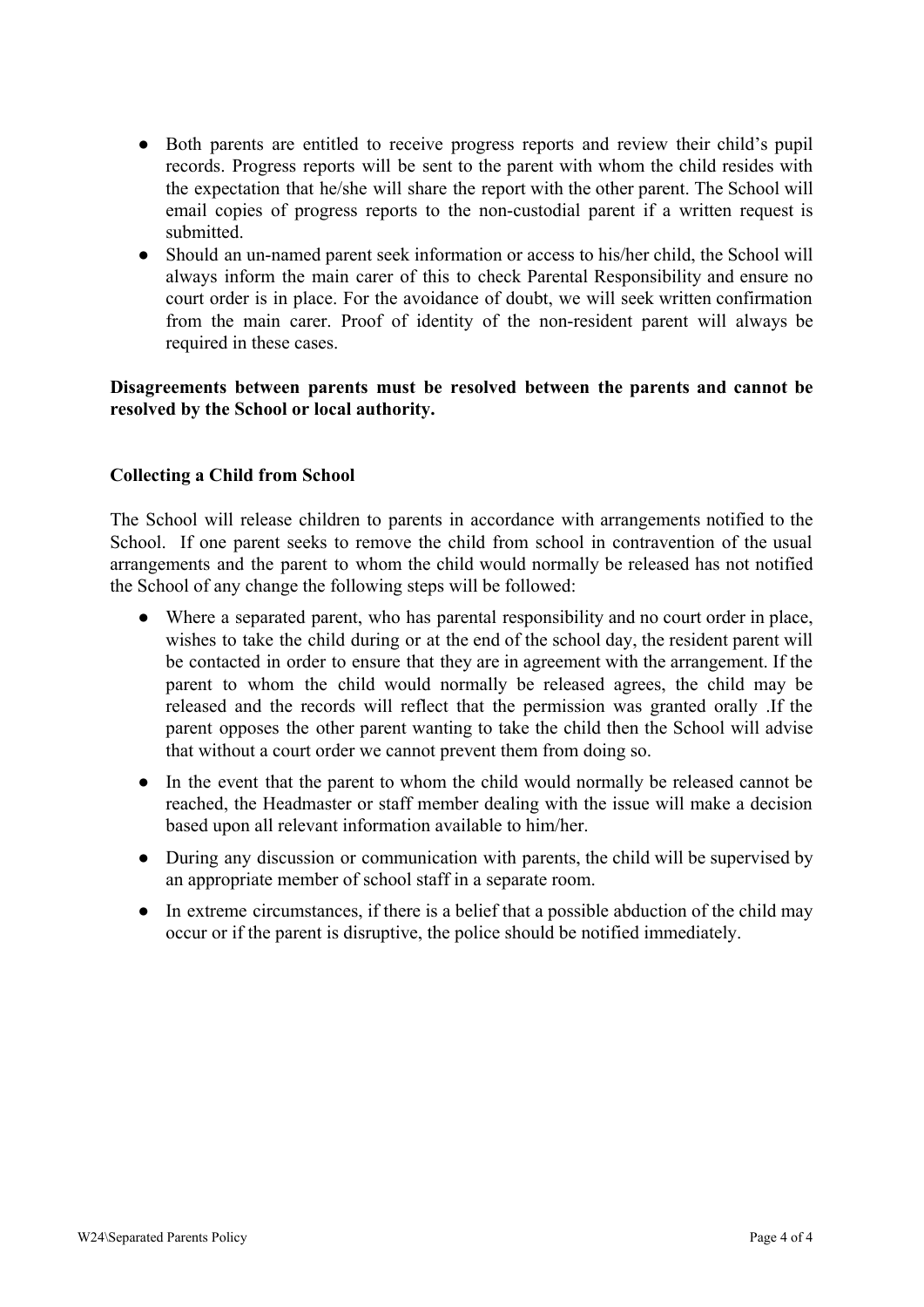- Both parents are entitled to receive progress reports and review their child's pupil records. Progress reports will be sent to the parent with whom the child resides with the expectation that he/she will share the report with the other parent. The School will email copies of progress reports to the non-custodial parent if a written request is submitted.
- Should an un-named parent seek information or access to his/her child, the School will always inform the main carer of this to check Parental Responsibility and ensure no court order is in place. For the avoidance of doubt, we will seek written confirmation from the main carer. Proof of identity of the non-resident parent will always be required in these cases.

**Disagreements between parents must be resolved between the parents and cannot be resolved by the School or local authority.**

**Collecting a Child from School**

The School will release children to parents in accordance with arrangements notified to the School. If one parent seeks to remove the child from school in contravention of the usual arrangements and the parent to whom the child would normally be released has not notified the School of any change the following steps will be followed:

- Where a separated parent, who has parental responsibility and no court order in place, wishes to take the child during or at the end of the school day, the resident parent will be contacted in order to ensure that they are in agreement with the arrangement. If the parent to whom the child would normally be released agrees, the child may be released and the records will reflect that the permission was granted orally .If the parent opposes the other parent wanting to take the child then the School will advise that without a court order we cannot prevent them from doing so.
- In the event that the parent to whom the child would normally be released cannot be reached, the Headmaster or staff member dealing with the issue will make a decision based upon all relevant information available to him/her.
- During any discussion or communication with parents, the child will be supervised by an appropriate member of school staff in a separate room.
- In extreme circumstances, if there is a belief that a possible abduction of the child may occur or if the parent is disruptive, the police should be notified immediately.